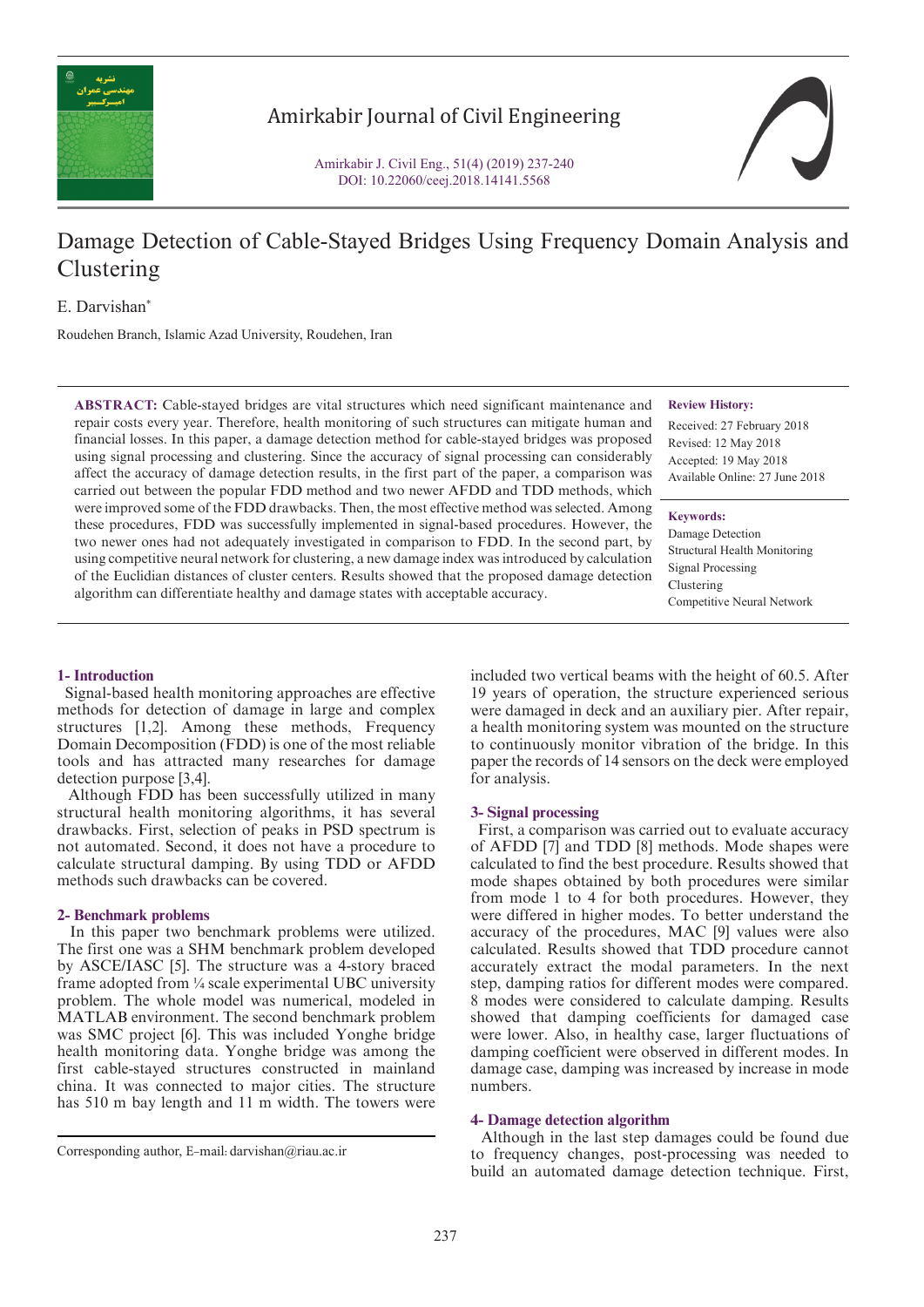# Damage Detection of Cable-Stayed Bridges Using Frequency Domain Analysis and Clustering

E. Darvishan*

Roudehen Branch, Islamic Azad University, Roudehen, Iran

**ABSTRACT:** Cable-stayed bridges are vital structures which need significant maintenance and repair costs every year. Therefore, health monitoring of such structures can mitigate human and financial losses. In this paper, a damage detection method for cable-stayed bridges was proposed using signal processing and clustering. Since the accuracy of signal processing can considerably affect the accuracy of damage detection results, in the first part of the paper, a comparison was carried out between the popular FDD method and two newer AFDD and TDD methods, which were improved some of the FDD drawbacks. Then, the most effective method was selected. Among these procedures, FDD was successfully implemented in signal-based procedures. However, the two newer ones had not adequately investigated in comparison to FDD. In the second part, by using competitive neural network for clustering, a new damage index was introduced by calculation of the Euclidian distances of cluster centers. Results showed that the proposed damage detection algorithm can differentiate healthy and damage states with acceptable accuracy.

**Review History:**

Received: 27 February 2018
Revised: 12 May 2018
Accepted: 19 May 2018
Available Online: 27 June 2018

**Keywords:**

Damage Detection
Structural Health Monitoring
Signal Processing
Clustering
Competitive Neural Network

## 1- Introduction

Signal-based health monitoring approaches are effective methods for detection of damage in large and complex structures [1,2]. Among these methods, Frequency Domain Decomposition (FDD) is one of the most reliable tools and has attracted many researches for damage detection purpose [3,4].

Although FDD has been successfully utilized in many structural health monitoring algorithms, it has several drawbacks. First, selection of peaks in PSD spectrum is not automated. Second, it does not have a procedure to calculate structural damping. By using TDD or AFDD methods such drawbacks can be covered.

## 2- Benchmark problems

In this paper two benchmark problems were utilized. The first one was a SHM benchmark problem developed by ASCE/IASC [5]. The structure was a 4-story braced frame adopted from ¼ scale experimental UBC university problem. The whole model was numerical, modeled in MATLAB environment. The second benchmark problem was SMC project [6]. This was included Yonghe bridge health monitoring data. Yonghe bridge was among the first cable-stayed structures constructed in mainland china. It was connected to major cities. The structure has 510 m bay length and 11 m width. The towers were included two vertical beams with the height of 60.5. After 19 years of operation, the structure experienced serious were damaged in deck and an auxiliary pier. After repair, a health monitoring system was mounted on the structure to continuously monitor vibration of the bridge. In this paper the records of 14 sensors on the deck were employed for analysis.

## 3- Signal processing

First, a comparison was carried out to evaluate accuracy of AFDD [7] and TDD [8] methods. Mode shapes were calculated to find the best procedure. Results showed that mode shapes obtained by both procedures were similar from mode 1 to 4 for both procedures. However, they were differed in higher modes. To better understand the accuracy of the procedures, MAC [9] values were also calculated. Results showed that TDD procedure cannot accurately extract the modal parameters. In the next step, damping ratios for different modes were compared. 8 modes were considered to calculate damping. Results showed that damping coefficients for damaged case were lower. Also, in healthy case, larger fluctuations of damping coefficient were observed in different modes. In damage case, damping was increased by increase in mode numbers.

## 4- Damage detection algorithm

Although in the last step damages could be found due to frequency changes, post-processing was needed to build an automated damage detection technique. First,

Corresponding author, E-mail: darvishan@riau.ac.ir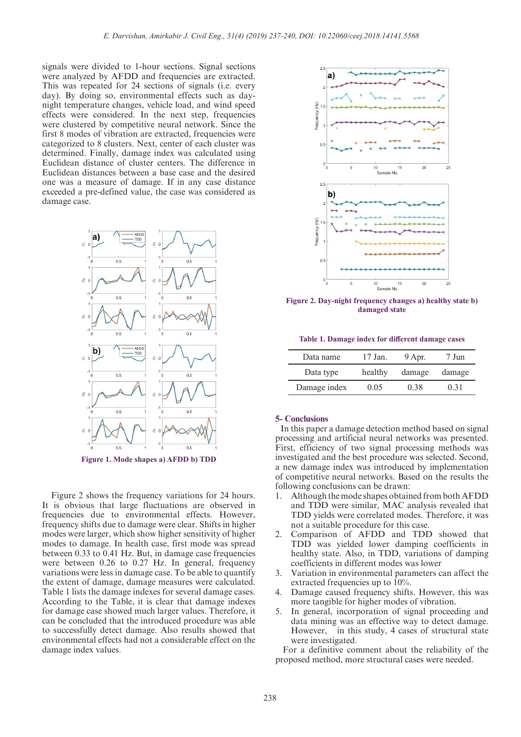signals were divided to 1-hour sections. Signal sections were analyzed by AFDD and frequencies are extracted. This was repeated for 24 sections of signals (i.e. every day). By doing so, environmental effects such as day-night temperature changes, vehicle load, and wind speed effects were considered. In the next step, frequencies were clustered by competitive neural network. Since the first 8 modes of vibration are extracted, frequencies were categorized to 8 clusters. Next, center of each cluster was determined. Finally, damage index was calculated using Euclidean distance of cluster centers. The difference in Euclidean distances between a base case and the desired one was a measure of damage. If in any case distance exceeded a pre-defined value, the case was considered as damage case.

Figure 1. Mode shapes a) AFDD b) TDD

Figure 2 shows the frequency variations for 24 hours. It is obvious that large fluctuations are observed in frequencies due to environmental effects. However, frequency shifts due to damage were clear. Shifts in higher modes were larger, which show higher sensitivity of higher modes to damage. In health case, first mode was spread between 0.33 to 0.41 Hz. But, in damage case frequencies were between 0.26 to 0.27 Hz. In general, frequency variations were less in damage case. To be able to quantify the extent of damage, damage measures were calculated. Table 1 lists the damage indexes for several damage cases. According to the Table, it is clear that damage indexes for damage case showed much larger values. Therefore, it can be concluded that the introduced procedure was able to successfully detect damage. Also results showed that environmental effects had not a considerable effect on the damage index values.

Figure 2. Day-night frequency changes a) healthy state b) damaged state

Table 1. Damage index for different damage cases

| Data name | 17 Jan. | 9 Apr. | 7 Jun |
|---|---|---|---|
| Data type | healthy | damage | damage |
| Damage index | 0.05 | 0.38 | 0.31 |

## 5- Conclusions

In this paper a damage detection method based on signal processing and artificial neural networks was presented. First, efficiency of two signal processing methods was investigated and the best procedure was selected. Second, a new damage index was introduced by implementation of competitive neural networks. Based on the results the following conclusions can be drawn:

1. Although the mode shapes obtained from both AFDD and TDD were similar, MAC analysis revealed that TDD yields were correlated modes. Therefore, it was not a suitable procedure for this case.
2. Comparison of AFDD and TDD showed that TDD was yielded lower damping coefficients in healthy state. Also, in TDD, variations of damping coefficients in different modes was lower
3. Variation in environmental parameters can affect the extracted frequencies up to 10%.
4. Damage caused frequency shifts. However, this was more tangible for higher modes of vibration.
5. In general, incorporation of signal proceeding and data mining was an effective way to detect damage. However, in this study, 4 cases of structural state were investigated.

For a definitive comment about the reliability of the proposed method, more structural cases were needed.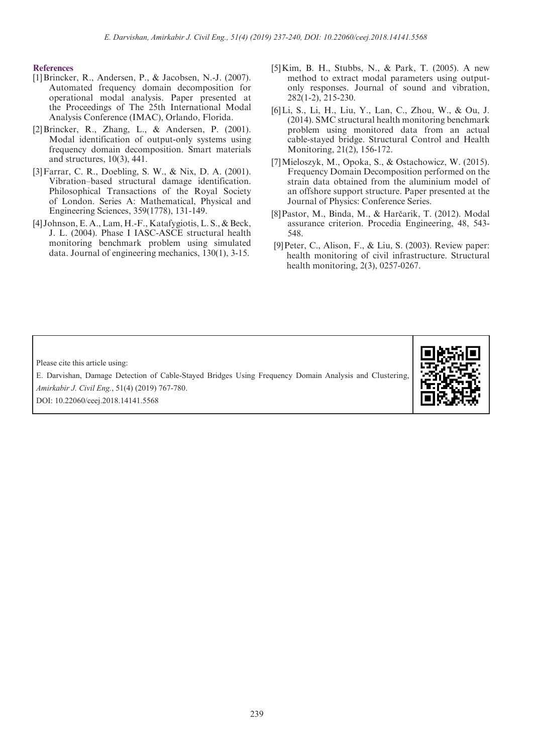## References

[1] Brincker, R., Andersen, P., & Jacobsen, N.-J. (2007). Automated frequency domain decomposition for operational modal analysis. Paper presented at the Proceedings of The 25th International Modal Analysis Conference (IMAC), Orlando, Florida.

[2] Brincker, R., Zhang, L., & Andersen, P. (2001). Modal identification of output-only systems using frequency domain decomposition. Smart materials and structures, 10(3), 441.

[3] Farrar, C. R., Doebling, S. W., & Nix, D. A. (2001). Vibration–based structural damage identification. Philosophical Transactions of the Royal Society of London. Series A: Mathematical, Physical and Engineering Sciences, 359(1778), 131-149.

[4] Johnson, E. A., Lam, H.-F., Katafygiotis, L. S., & Beck, J. L. (2004). Phase I IASC-ASCE structural health monitoring benchmark problem using simulated data. Journal of engineering mechanics, 130(1), 3-15.

[5] Kim, B. H., Stubbs, N., & Park, T. (2005). A new method to extract modal parameters using output-only responses. Journal of sound and vibration, 282(1-2), 215-230.

[6] Li, S., Li, H., Liu, Y., Lan, C., Zhou, W., & Ou, J. (2014). SMC structural health monitoring benchmark problem using monitored data from an actual cable-stayed bridge. Structural Control and Health Monitoring, 21(2), 156-172.

[7] Mieloszyk, M., Opoka, S., & Ostachowicz, W. (2015). Frequency Domain Decomposition performed on the strain data obtained from the aluminium model of an offshore support structure. Paper presented at the Journal of Physics: Conference Series.

[8] Pastor, M., Binda, M., & Harčarik, T. (2012). Modal assurance criterion. Procedia Engineering, 48, 543-548.

[9] Peter, C., Alison, F., & Liu, S. (2003). Review paper: health monitoring of civil infrastructure. Structural health monitoring, 2(3), 0257-0267.

Please cite this article using:

E. Darvishan, Damage Detection of Cable-Stayed Bridges Using Frequency Domain Analysis and Clustering, *Amirkabir J. Civil Eng.*, 51(4) (2019) 767-780.

DOI: 10.22060/ceej.2018.14141.5568